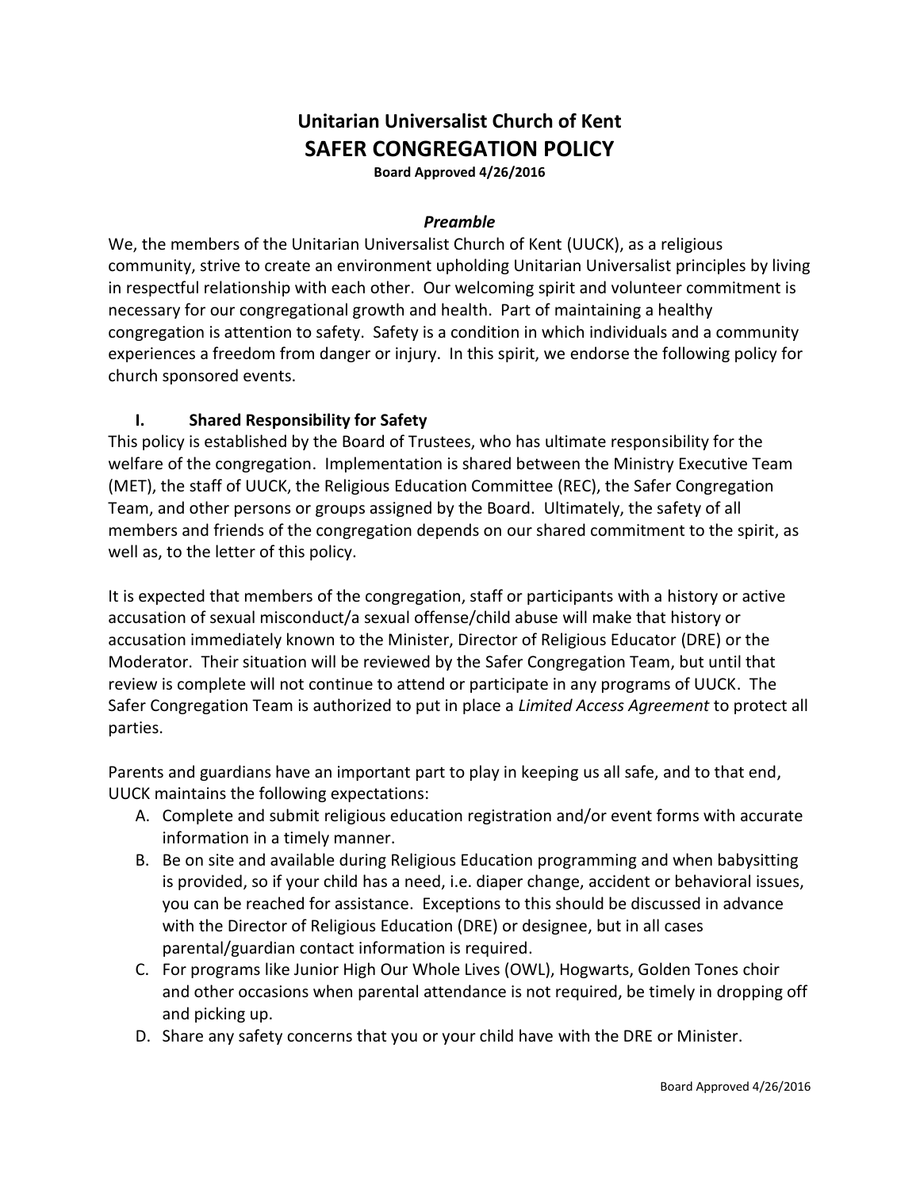# Unitarian Universalist Church of Kent
# SAFER CONGREGATION POLICY

**Board Approved 4/26/2016**

### *Preamble*

We, the members of the Unitarian Universalist Church of Kent (UUCK), as a religious community, strive to create an environment upholding Unitarian Universalist principles by living in respectful relationship with each other. Our welcoming spirit and volunteer commitment is necessary for our congregational growth and health. Part of maintaining a healthy congregation is attention to safety. Safety is a condition in which individuals and a community experiences a freedom from danger or injury. In this spirit, we endorse the following policy for church sponsored events.

## I. Shared Responsibility for Safety

This policy is established by the Board of Trustees, who has ultimate responsibility for the welfare of the congregation. Implementation is shared between the Ministry Executive Team (MET), the staff of UUCK, the Religious Education Committee (REC), the Safer Congregation Team, and other persons or groups assigned by the Board. Ultimately, the safety of all members and friends of the congregation depends on our shared commitment to the spirit, as well as, to the letter of this policy.

It is expected that members of the congregation, staff or participants with a history or active accusation of sexual misconduct/a sexual offense/child abuse will make that history or accusation immediately known to the Minister, Director of Religious Educator (DRE) or the Moderator. Their situation will be reviewed by the Safer Congregation Team, but until that review is complete will not continue to attend or participate in any programs of UUCK. The Safer Congregation Team is authorized to put in place a *Limited Access Agreement* to protect all parties.

Parents and guardians have an important part to play in keeping us all safe, and to that end, UUCK maintains the following expectations:

A. Complete and submit religious education registration and/or event forms with accurate information in a timely manner.
B. Be on site and available during Religious Education programming and when babysitting is provided, so if your child has a need, i.e. diaper change, accident or behavioral issues, you can be reached for assistance. Exceptions to this should be discussed in advance with the Director of Religious Education (DRE) or designee, but in all cases parental/guardian contact information is required.
C. For programs like Junior High Our Whole Lives (OWL), Hogwarts, Golden Tones choir and other occasions when parental attendance is not required, be timely in dropping off and picking up.
D. Share any safety concerns that you or your child have with the DRE or Minister.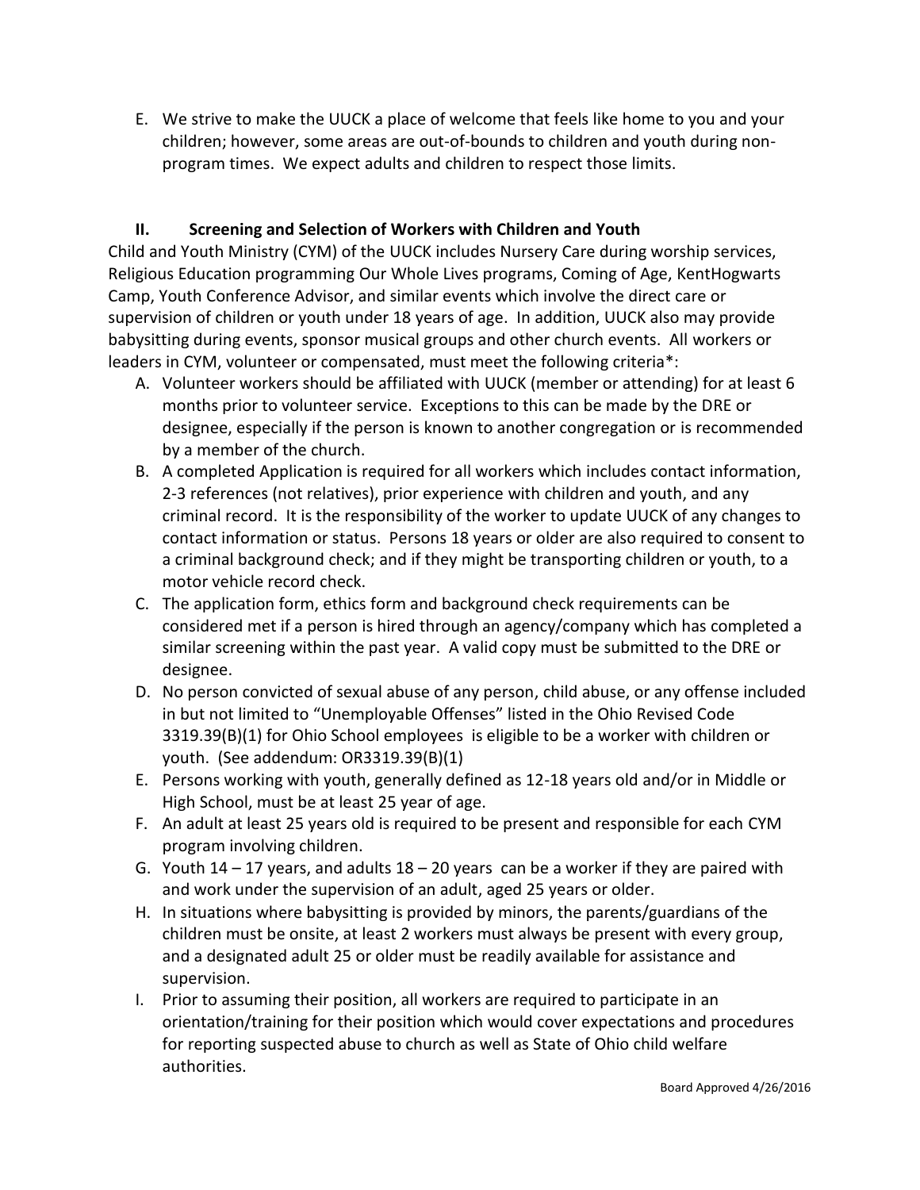E. We strive to make the UUCK a place of welcome that feels like home to you and your children; however, some areas are out-of-bounds to children and youth during non-program times. We expect adults and children to respect those limits.

## II. Screening and Selection of Workers with Children and Youth

Child and Youth Ministry (CYM) of the UUCK includes Nursery Care during worship services, Religious Education programming Our Whole Lives programs, Coming of Age, KentHogwarts Camp, Youth Conference Advisor, and similar events which involve the direct care or supervision of children or youth under 18 years of age. In addition, UUCK also may provide babysitting during events, sponsor musical groups and other church events. All workers or leaders in CYM, volunteer or compensated, must meet the following criteria*:

A. Volunteer workers should be affiliated with UUCK (member or attending) for at least 6 months prior to volunteer service. Exceptions to this can be made by the DRE or designee, especially if the person is known to another congregation or is recommended by a member of the church.
B. A completed Application is required for all workers which includes contact information, 2-3 references (not relatives), prior experience with children and youth, and any criminal record. It is the responsibility of the worker to update UUCK of any changes to contact information or status. Persons 18 years or older are also required to consent to a criminal background check; and if they might be transporting children or youth, to a motor vehicle record check.
C. The application form, ethics form and background check requirements can be considered met if a person is hired through an agency/company which has completed a similar screening within the past year. A valid copy must be submitted to the DRE or designee.
D. No person convicted of sexual abuse of any person, child abuse, or any offense included in but not limited to "Unemployable Offenses" listed in the Ohio Revised Code 3319.39(B)(1) for Ohio School employees is eligible to be a worker with children or youth. (See addendum: OR3319.39(B)(1)
E. Persons working with youth, generally defined as 12-18 years old and/or in Middle or High School, must be at least 25 year of age.
F. An adult at least 25 years old is required to be present and responsible for each CYM program involving children.
G. Youth 14 – 17 years, and adults 18 – 20 years can be a worker if they are paired with and work under the supervision of an adult, aged 25 years or older.
H. In situations where babysitting is provided by minors, the parents/guardians of the children must be onsite, at least 2 workers must always be present with every group, and a designated adult 25 or older must be readily available for assistance and supervision.
I. Prior to assuming their position, all workers are required to participate in an orientation/training for their position which would cover expectations and procedures for reporting suspected abuse to church as well as State of Ohio child welfare authorities.

Board Approved 4/26/2016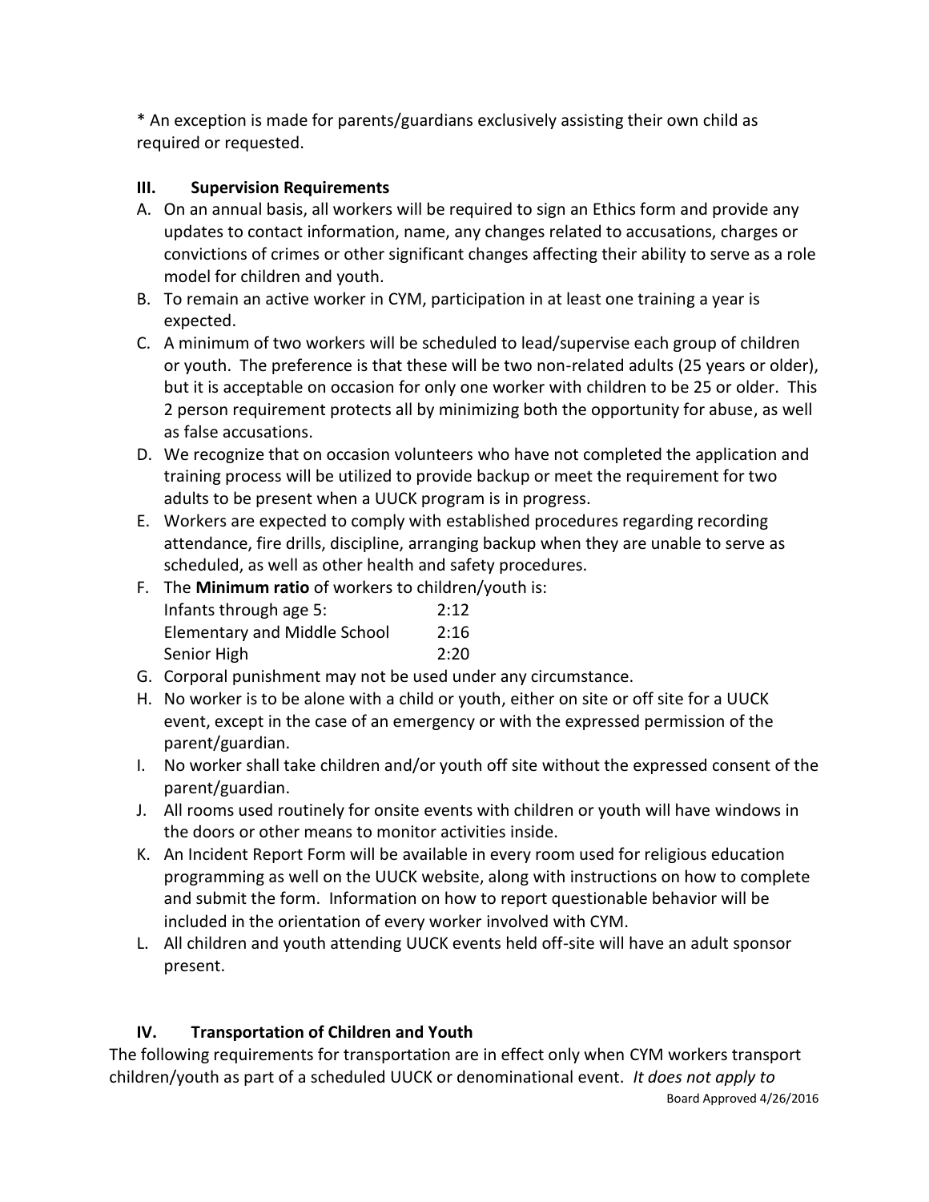* An exception is made for parents/guardians exclusively assisting their own child as required or requested.

## III. Supervision Requirements

A. On an annual basis, all workers will be required to sign an Ethics form and provide any updates to contact information, name, any changes related to accusations, charges or convictions of crimes or other significant changes affecting their ability to serve as a role model for children and youth.

B. To remain an active worker in CYM, participation in at least one training a year is expected.

C. A minimum of two workers will be scheduled to lead/supervise each group of children or youth. The preference is that these will be two non-related adults (25 years or older), but it is acceptable on occasion for only one worker with children to be 25 or older. This 2 person requirement protects all by minimizing both the opportunity for abuse, as well as false accusations.

D. We recognize that on occasion volunteers who have not completed the application and training process will be utilized to provide backup or meet the requirement for two adults to be present when a UUCK program is in progress.

E. Workers are expected to comply with established procedures regarding recording attendance, fire drills, discipline, arranging backup when they are unable to serve as scheduled, as well as other health and safety procedures.

F. The **Minimum ratio** of workers to children/youth is:

| | |
|---|---|
| Infants through age 5: | 2:12 |
| Elementary and Middle School | 2:16 |
| Senior High | 2:20 |

G. Corporal punishment may not be used under any circumstance.

H. No worker is to be alone with a child or youth, either on site or off site for a UUCK event, except in the case of an emergency or with the expressed permission of the parent/guardian.

I. No worker shall take children and/or youth off site without the expressed consent of the parent/guardian.

J. All rooms used routinely for onsite events with children or youth will have windows in the doors or other means to monitor activities inside.

K. An Incident Report Form will be available in every room used for religious education programming as well on the UUCK website, along with instructions on how to complete and submit the form. Information on how to report questionable behavior will be included in the orientation of every worker involved with CYM.

L. All children and youth attending UUCK events held off-site will have an adult sponsor present.

## IV. Transportation of Children and Youth

The following requirements for transportation are in effect only when CYM workers transport children/youth as part of a scheduled UUCK or denominational event. *It does not apply to*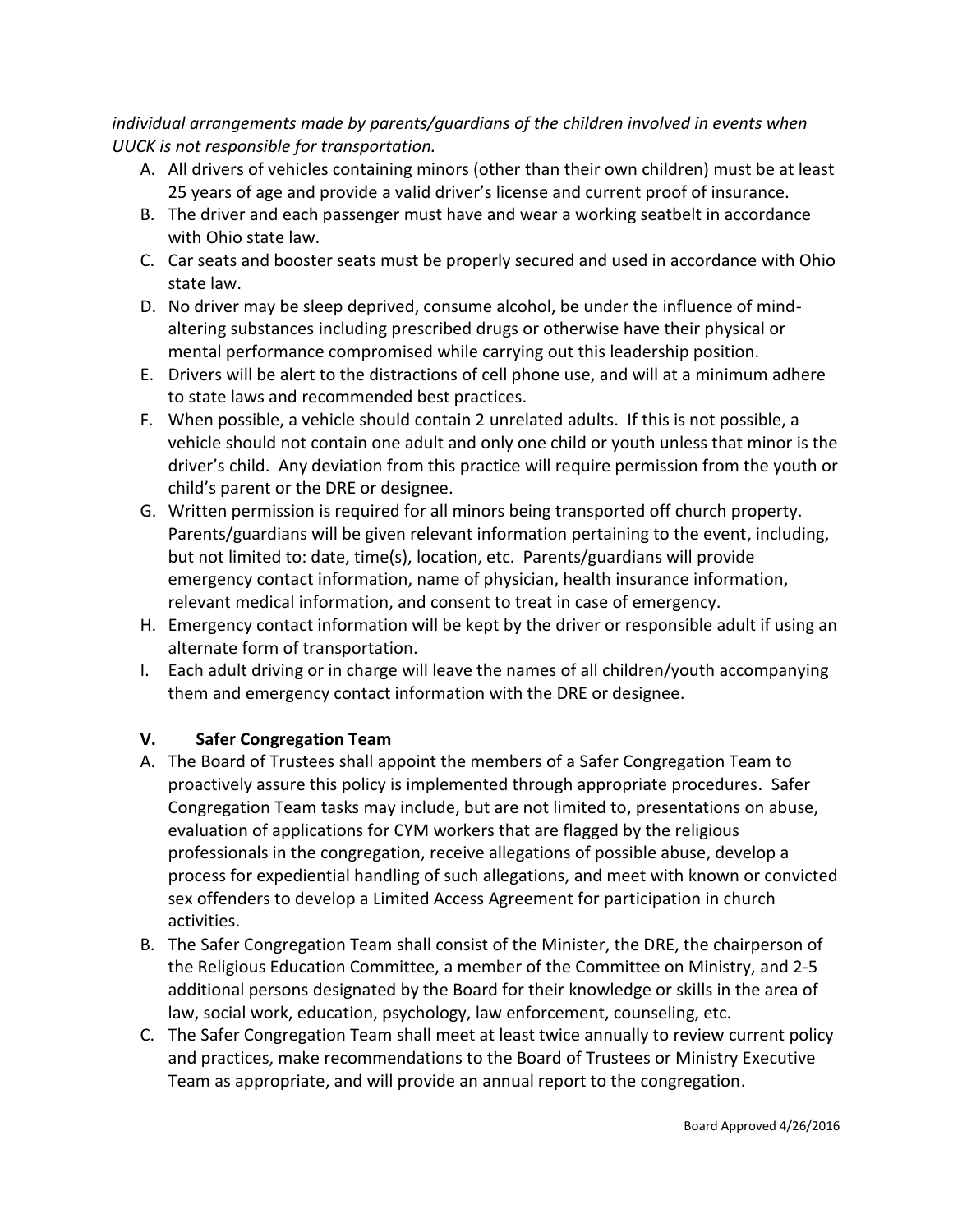*individual arrangements made by parents/guardians of the children involved in events when UUCK is not responsible for transportation.*

A. All drivers of vehicles containing minors (other than their own children) must be at least 25 years of age and provide a valid driver's license and current proof of insurance.
B. The driver and each passenger must have and wear a working seatbelt in accordance with Ohio state law.
C. Car seats and booster seats must be properly secured and used in accordance with Ohio state law.
D. No driver may be sleep deprived, consume alcohol, be under the influence of mind-altering substances including prescribed drugs or otherwise have their physical or mental performance compromised while carrying out this leadership position.
E. Drivers will be alert to the distractions of cell phone use, and will at a minimum adhere to state laws and recommended best practices.
F. When possible, a vehicle should contain 2 unrelated adults. If this is not possible, a vehicle should not contain one adult and only one child or youth unless that minor is the driver's child. Any deviation from this practice will require permission from the youth or child's parent or the DRE or designee.
G. Written permission is required for all minors being transported off church property. Parents/guardians will be given relevant information pertaining to the event, including, but not limited to: date, time(s), location, etc. Parents/guardians will provide emergency contact information, name of physician, health insurance information, relevant medical information, and consent to treat in case of emergency.
H. Emergency contact information will be kept by the driver or responsible adult if using an alternate form of transportation.
I. Each adult driving or in charge will leave the names of all children/youth accompanying them and emergency contact information with the DRE or designee.

## V. Safer Congregation Team

A. The Board of Trustees shall appoint the members of a Safer Congregation Team to proactively assure this policy is implemented through appropriate procedures. Safer Congregation Team tasks may include, but are not limited to, presentations on abuse, evaluation of applications for CYM workers that are flagged by the religious professionals in the congregation, receive allegations of possible abuse, develop a process for expediential handling of such allegations, and meet with known or convicted sex offenders to develop a Limited Access Agreement for participation in church activities.
B. The Safer Congregation Team shall consist of the Minister, the DRE, the chairperson of the Religious Education Committee, a member of the Committee on Ministry, and 2-5 additional persons designated by the Board for their knowledge or skills in the area of law, social work, education, psychology, law enforcement, counseling, etc.
C. The Safer Congregation Team shall meet at least twice annually to review current policy and practices, make recommendations to the Board of Trustees or Ministry Executive Team as appropriate, and will provide an annual report to the congregation.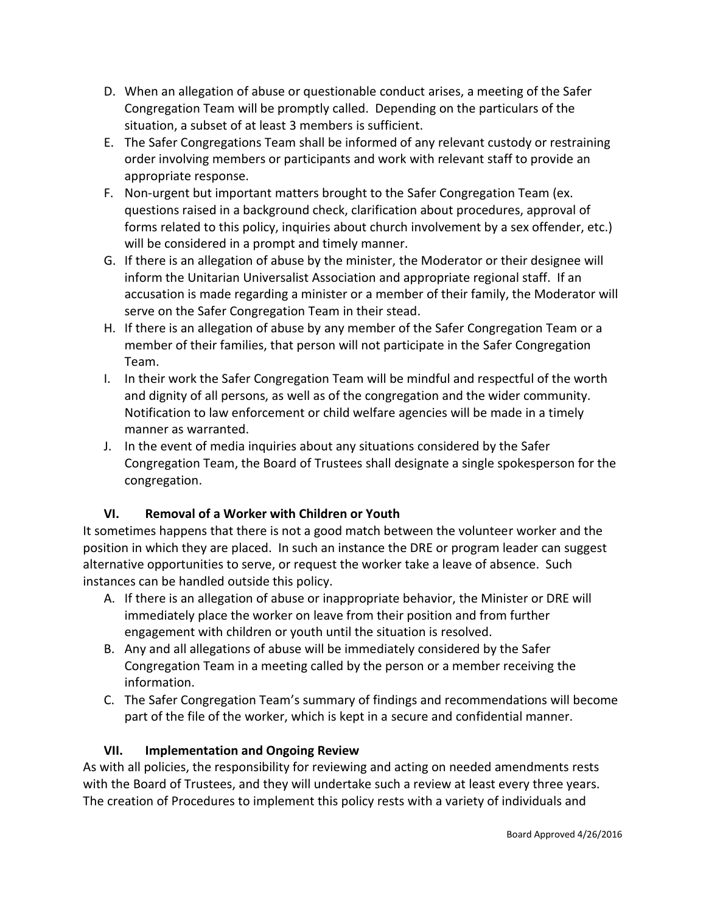D. When an allegation of abuse or questionable conduct arises, a meeting of the Safer Congregation Team will be promptly called. Depending on the particulars of the situation, a subset of at least 3 members is sufficient.
E. The Safer Congregations Team shall be informed of any relevant custody or restraining order involving members or participants and work with relevant staff to provide an appropriate response.
F. Non-urgent but important matters brought to the Safer Congregation Team (ex. questions raised in a background check, clarification about procedures, approval of forms related to this policy, inquiries about church involvement by a sex offender, etc.) will be considered in a prompt and timely manner.
G. If there is an allegation of abuse by the minister, the Moderator or their designee will inform the Unitarian Universalist Association and appropriate regional staff. If an accusation is made regarding a minister or a member of their family, the Moderator will serve on the Safer Congregation Team in their stead.
H. If there is an allegation of abuse by any member of the Safer Congregation Team or a member of their families, that person will not participate in the Safer Congregation Team.
I. In their work the Safer Congregation Team will be mindful and respectful of the worth and dignity of all persons, as well as of the congregation and the wider community. Notification to law enforcement or child welfare agencies will be made in a timely manner as warranted.
J. In the event of media inquiries about any situations considered by the Safer Congregation Team, the Board of Trustees shall designate a single spokesperson for the congregation.

## VI. Removal of a Worker with Children or Youth

It sometimes happens that there is not a good match between the volunteer worker and the position in which they are placed. In such an instance the DRE or program leader can suggest alternative opportunities to serve, or request the worker take a leave of absence. Such instances can be handled outside this policy.

A. If there is an allegation of abuse or inappropriate behavior, the Minister or DRE will immediately place the worker on leave from their position and from further engagement with children or youth until the situation is resolved.
B. Any and all allegations of abuse will be immediately considered by the Safer Congregation Team in a meeting called by the person or a member receiving the information.
C. The Safer Congregation Team's summary of findings and recommendations will become part of the file of the worker, which is kept in a secure and confidential manner.

## VII. Implementation and Ongoing Review

As with all policies, the responsibility for reviewing and acting on needed amendments rests with the Board of Trustees, and they will undertake such a review at least every three years. The creation of Procedures to implement this policy rests with a variety of individuals and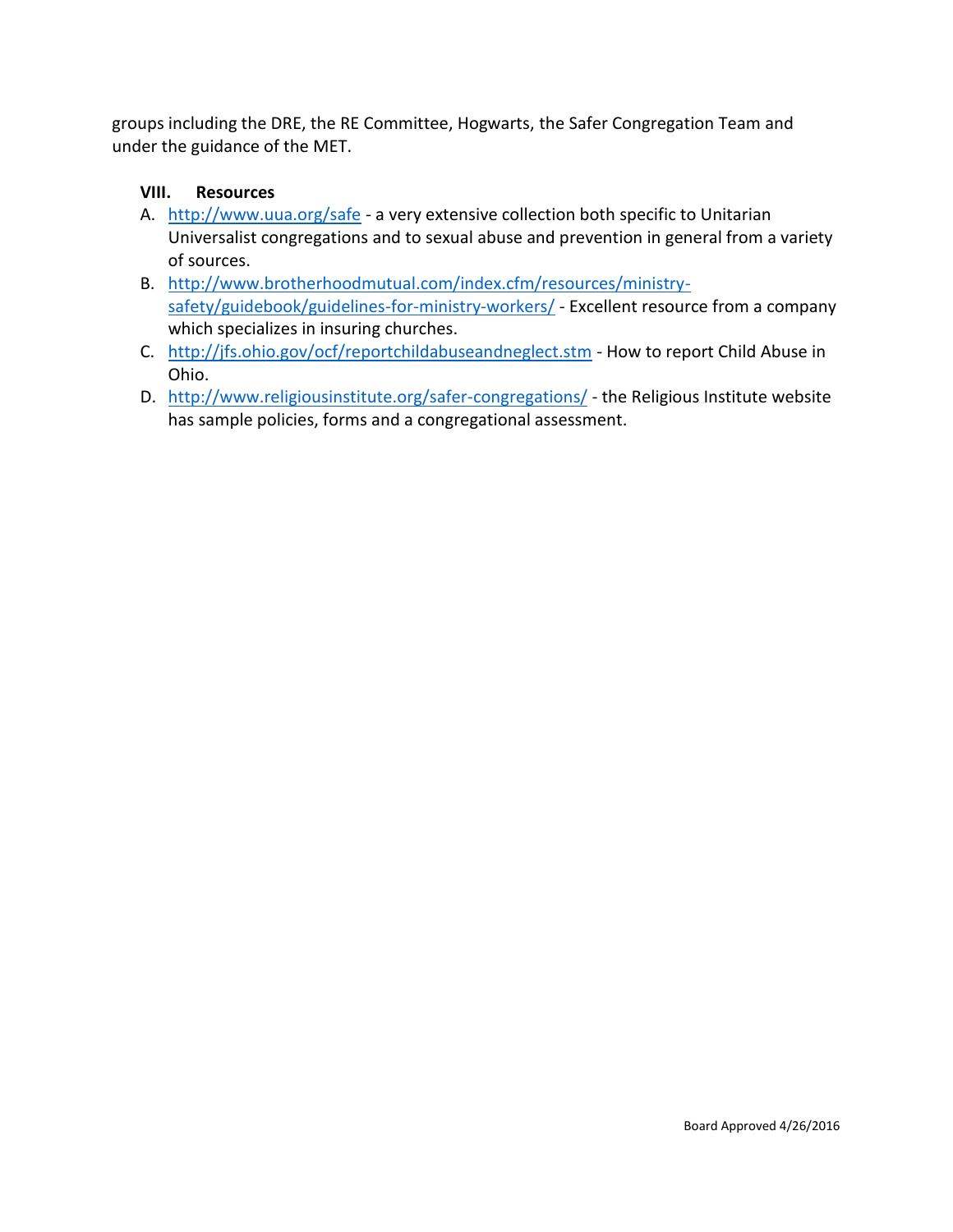groups including the DRE, the RE Committee, Hogwarts, the Safer Congregation Team and under the guidance of the MET.

## VIII. Resources

A. http://www.uua.org/safe - a very extensive collection both specific to Unitarian Universalist congregations and to sexual abuse and prevention in general from a variety of sources.

B. http://www.brotherhoodmutual.com/index.cfm/resources/ministry-safety/guidebook/guidelines-for-ministry-workers/ - Excellent resource from a company which specializes in insuring churches.

C. http://jfs.ohio.gov/ocf/reportchildabuseandneglect.stm - How to report Child Abuse in Ohio.

D. http://www.religiousinstitute.org/safer-congregations/ - the Religious Institute website has sample policies, forms and a congregational assessment.

Board Approved 4/26/2016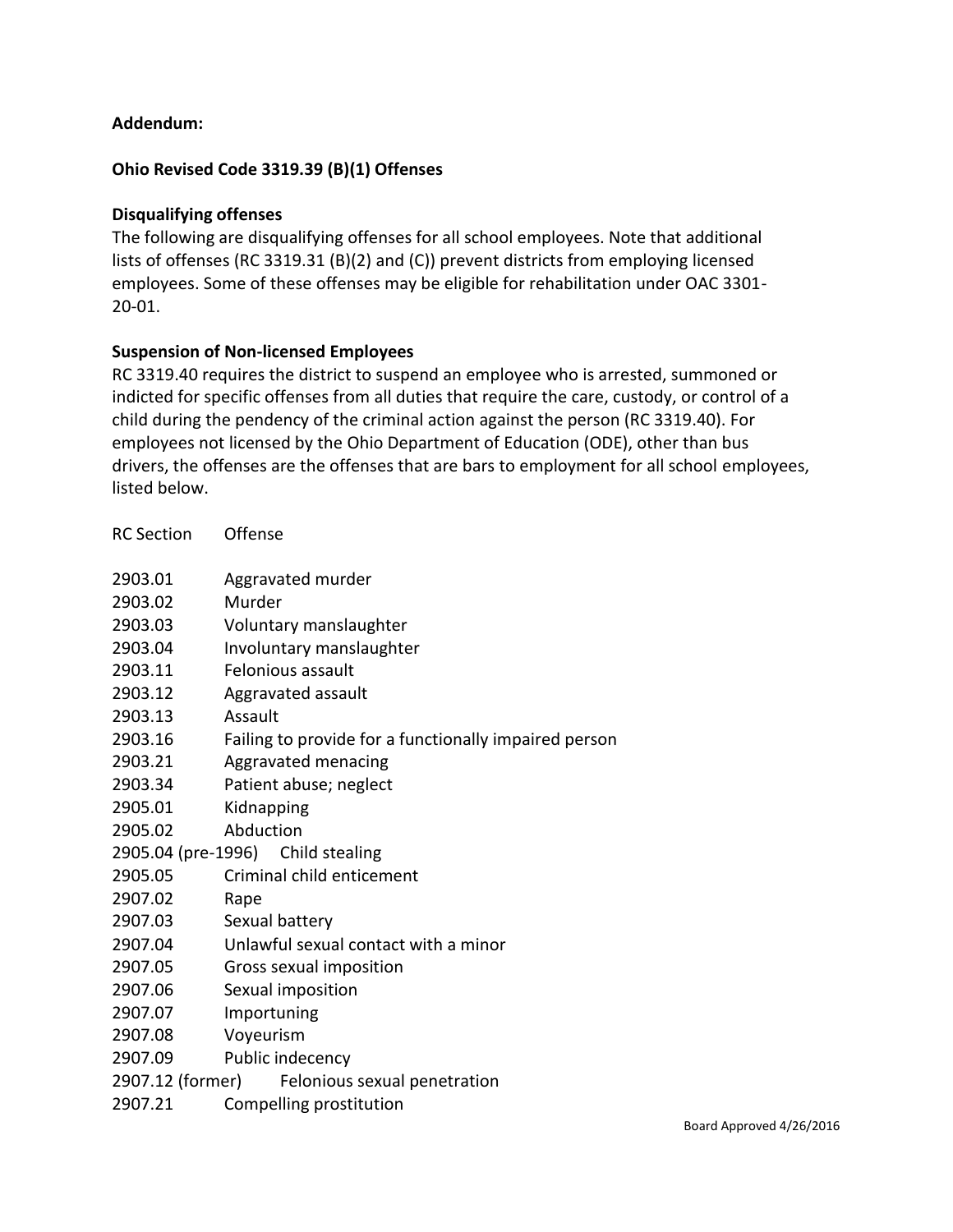**Addendum:**

**Ohio Revised Code 3319.39 (B)(1) Offenses**

**Disqualifying offenses**

The following are disqualifying offenses for all school employees. Note that additional lists of offenses (RC 3319.31 (B)(2) and (C)) prevent districts from employing licensed employees. Some of these offenses may be eligible for rehabilitation under OAC 3301-20-01.

**Suspension of Non-licensed Employees**

RC 3319.40 requires the district to suspend an employee who is arrested, summoned or indicted for specific offenses from all duties that require the care, custody, or control of a child during the pendency of the criminal action against the person (RC 3319.40). For employees not licensed by the Ohio Department of Education (ODE), other than bus drivers, the offenses are the offenses that are bars to employment for all school employees, listed below.

| RC Section | Offense |
|---|---|
| 2903.01 | Aggravated murder |
| 2903.02 | Murder |
| 2903.03 | Voluntary manslaughter |
| 2903.04 | Involuntary manslaughter |
| 2903.11 | Felonious assault |
| 2903.12 | Aggravated assault |
| 2903.13 | Assault |
| 2903.16 | Failing to provide for a functionally impaired person |
| 2903.21 | Aggravated menacing |
| 2903.34 | Patient abuse; neglect |
| 2905.01 | Kidnapping |
| 2905.02 | Abduction |
| 2905.04 (pre-1996) | Child stealing |
| 2905.05 | Criminal child enticement |
| 2907.02 | Rape |
| 2907.03 | Sexual battery |
| 2907.04 | Unlawful sexual contact with a minor |
| 2907.05 | Gross sexual imposition |
| 2907.06 | Sexual imposition |
| 2907.07 | Importuning |
| 2907.08 | Voyeurism |
| 2907.09 | Public indecency |
| 2907.12 (former) | Felonious sexual penetration |
| 2907.21 | Compelling prostitution |

Board Approved 4/26/2016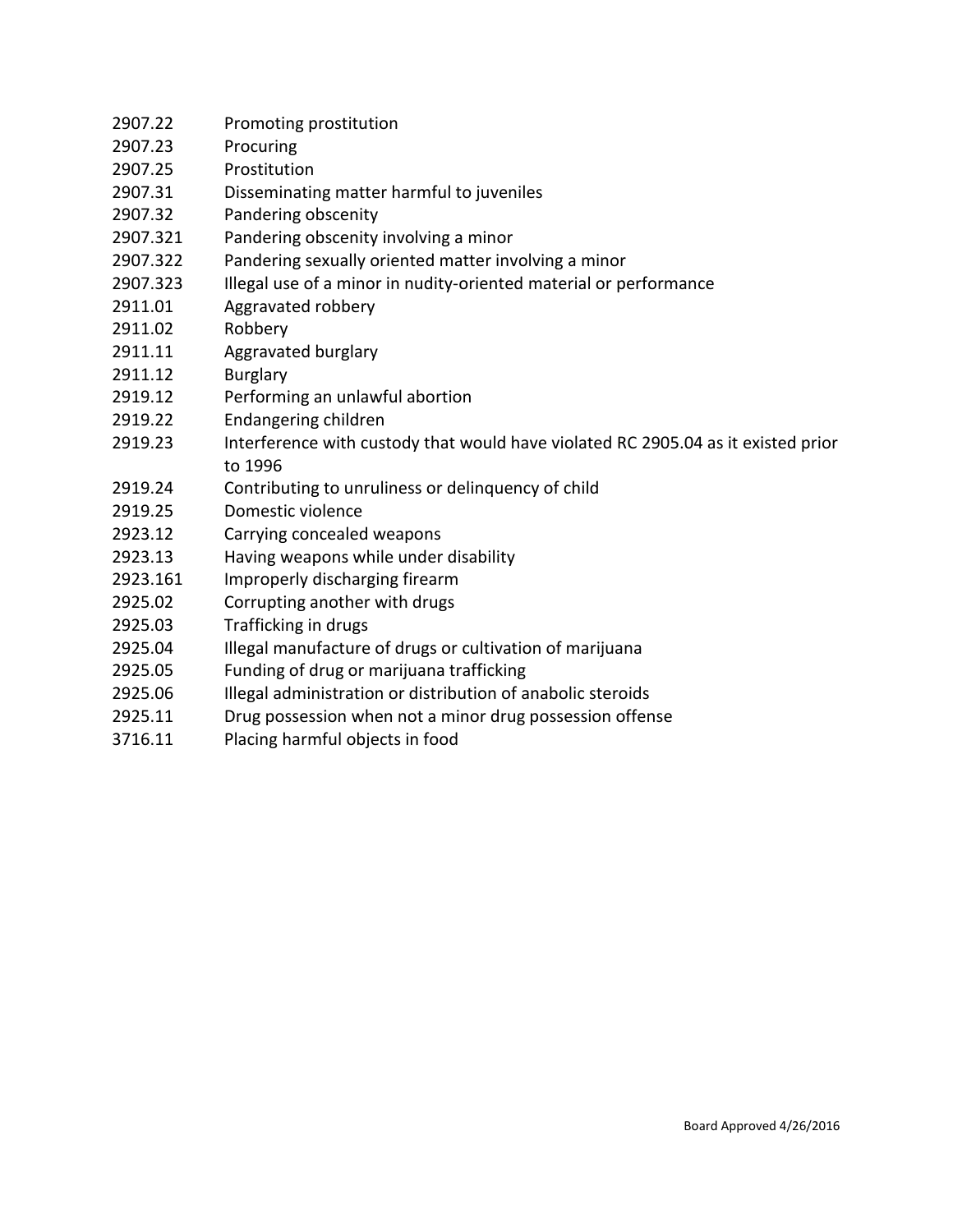| | |
|---|---|
| 2907.22 | Promoting prostitution |
| 2907.23 | Procuring |
| 2907.25 | Prostitution |
| 2907.31 | Disseminating matter harmful to juveniles |
| 2907.32 | Pandering obscenity |
| 2907.321 | Pandering obscenity involving a minor |
| 2907.322 | Pandering sexually oriented matter involving a minor |
| 2907.323 | Illegal use of a minor in nudity-oriented material or performance |
| 2911.01 | Aggravated robbery |
| 2911.02 | Robbery |
| 2911.11 | Aggravated burglary |
| 2911.12 | Burglary |
| 2919.12 | Performing an unlawful abortion |
| 2919.22 | Endangering children |
| 2919.23 | Interference with custody that would have violated RC 2905.04 as it existed prior to 1996 |
| 2919.24 | Contributing to unruliness or delinquency of child |
| 2919.25 | Domestic violence |
| 2923.12 | Carrying concealed weapons |
| 2923.13 | Having weapons while under disability |
| 2923.161 | Improperly discharging firearm |
| 2925.02 | Corrupting another with drugs |
| 2925.03 | Trafficking in drugs |
| 2925.04 | Illegal manufacture of drugs or cultivation of marijuana |
| 2925.05 | Funding of drug or marijuana trafficking |
| 2925.06 | Illegal administration or distribution of anabolic steroids |
| 2925.11 | Drug possession when not a minor drug possession offense |
| 3716.11 | Placing harmful objects in food |

Board Approved 4/26/2016